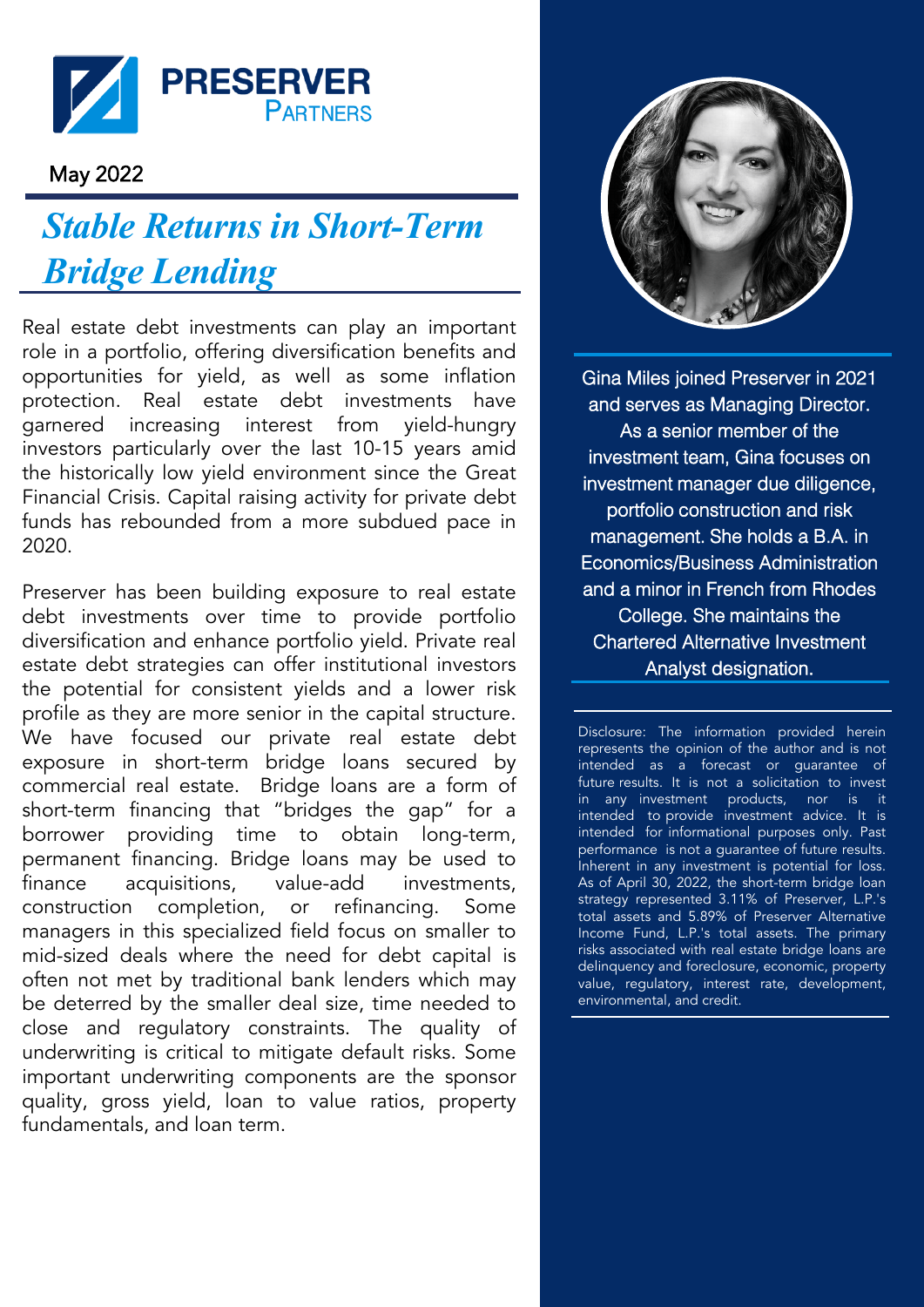PRESERVER PARTNERS

May 2022

# *Stable Returns in Short-Term Bridge Lending*

Real estate debt investments can play an important role in a portfolio, offering diversification benefits and opportunities for yield, as well as some inflation protection. Real estate debt investments have garnered increasing interest from yield-hungry investors particularly over the last 10-15 years amid the historically low yield environment since the Great Financial Crisis. Capital raising activity for private debt funds has rebounded from a more subdued pace in 2020.

Preserver has been building exposure to real estate debt investments over time to provide portfolio diversification and enhance portfolio yield. Private real estate debt strategies can offer institutional investors the potential for consistent yields and a lower risk profile as they are more senior in the capital structure. We have focused our private real estate debt exposure in short-term bridge loans secured by commercial real estate. Bridge loans are a form of short-term financing that "bridges the gap" for a borrower providing time to obtain long-term, permanent financing. Bridge loans may be used to finance acquisitions, value-add investments, construction completion, or refinancing. Some managers in this specialized field focus on smaller to mid-sized deals where the need for debt capital is often not met by traditional bank lenders which may be deterred by the smaller deal size, time needed to close and regulatory constraints. The quality of underwriting is critical to mitigate default risks. Some important underwriting components are the sponsor quality, gross yield, loan to value ratios, property fundamentals, and loan term.

Gina Miles joined Preserver in 2021 and serves as Managing Director. As a senior member of the investment team, Gina focuses on investment manager due diligence, portfolio construction and risk management. She holds a B.A. in Economics/Business Administration and a minor in French from Rhodes College. She maintains the Chartered Alternative Investment Analyst designation.

Disclosure: The information provided herein represents the opinion of the author and is not intended as a forecast or guarantee of future results. It is not a solicitation to invest in any investment products, nor is it intended to provide investment advice. It is intended for informational purposes only. Past performance is not a guarantee of future results. Inherent in any investment is potential for loss. As of April 30, 2022, the short-term bridge loan strategy represented 3.11% of Preserver, L.P.'s total assets and 5.89% of Preserver Alternative Income Fund, L.P.'s total assets. The primary risks associated with real estate bridge loans are delinquency and foreclosure, economic, property value, regulatory, interest rate, development, environmental, and credit.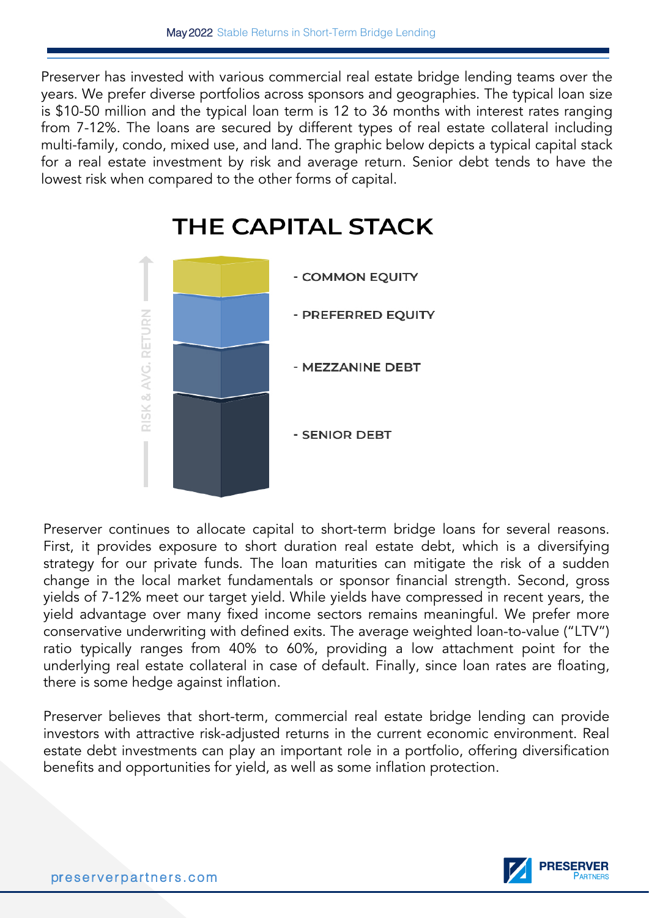Preserver has invested with various commercial real estate bridge lending teams over the years. We prefer diverse portfolios across sponsors and geographies. The typical loan size is $10-50 million and the typical loan term is 12 to 36 months with interest rates ranging from 7-12%. The loans are secured by different types of real estate collateral including multi-family, condo, mixed use, and land. The graphic below depicts a typical capital stack for a real estate investment by risk and average return. Senior debt tends to have the lowest risk when compared to the other forms of capital.

## THE CAPITAL STACK

RISK & AVG. RETURN

- COMMON EQUITY
- PREFERRED EQUITY
- MEZZANINE DEBT
- SENIOR DEBT

Preserver continues to allocate capital to short-term bridge loans for several reasons. First, it provides exposure to short duration real estate debt, which is a diversifying strategy for our private funds. The loan maturities can mitigate the risk of a sudden change in the local market fundamentals or sponsor financial strength. Second, gross yields of 7-12% meet our target yield. While yields have compressed in recent years, the yield advantage over many fixed income sectors remains meaningful. We prefer more conservative underwriting with defined exits. The average weighted loan-to-value ("LTV") ratio typically ranges from 40% to 60%, providing a low attachment point for the underlying real estate collateral in case of default. Finally, since loan rates are floating, there is some hedge against inflation.

Preserver believes that short-term, commercial real estate bridge lending can provide investors with attractive risk-adjusted returns in the current economic environment. Real estate debt investments can play an important role in a portfolio, offering diversification benefits and opportunities for yield, as well as some inflation protection.